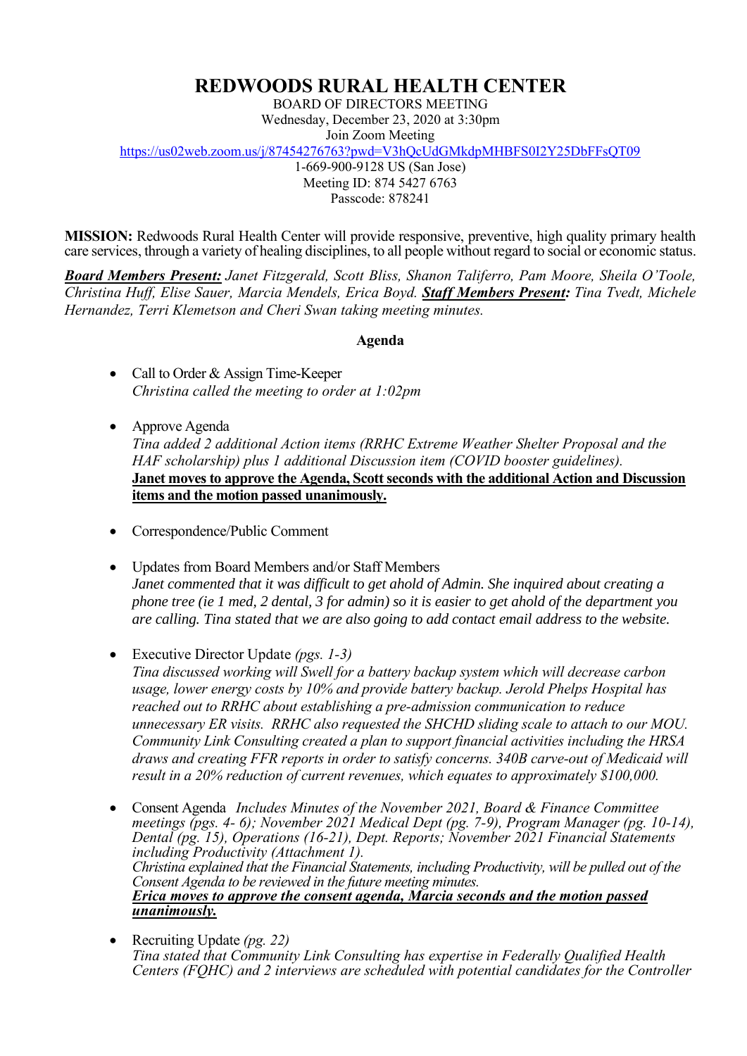# REDWOODS RURAL HEALTH CENTER

BOARD OF DIRECTORS MEETING
Wednesday, December 23, 2020 at 3:30pm
Join Zoom Meeting
https://us02web.zoom.us/j/87454276763?pwd=V3hQcUdGMkdpMHBFS0I2Y25DbFFsQT09
1-669-900-9128 US (San Jose)
Meeting ID: 874 5427 6763
Passcode: 878241

**MISSION:** Redwoods Rural Health Center will provide responsive, preventive, high quality primary health care services, through a variety of healing disciplines, to all people without regard to social or economic status.

***Board Members Present:*** *Janet Fitzgerald, Scott Bliss, Shanon Taliferro, Pam Moore, Sheila O'Toole, Christina Huff, Elise Sauer, Marcia Mendels, Erica Boyd.* ***Staff Members Present:*** *Tina Tvedt, Michele Hernandez, Terri Klemetson and Cheri Swan taking meeting minutes.*

**Agenda**

- Call to Order & Assign Time-Keeper
  *Christina called the meeting to order at 1:02pm*

- Approve Agenda
  *Tina added 2 additional Action items (RRHC Extreme Weather Shelter Proposal and the HAF scholarship) plus 1 additional Discussion item (COVID booster guidelines).*
  **Janet moves to approve the Agenda, Scott seconds with the additional Action and Discussion items and the motion passed unanimously.**

- Correspondence/Public Comment

- Updates from Board Members and/or Staff Members
  *Janet commented that it was difficult to get ahold of Admin. She inquired about creating a phone tree (ie 1 med, 2 dental, 3 for admin) so it is easier to get ahold of the department you are calling. Tina stated that we are also going to add contact email address to the website.*

- Executive Director Update *(pgs. 1-3)*
  *Tina discussed working will Swell for a battery backup system which will decrease carbon usage, lower energy costs by 10% and provide battery backup. Jerold Phelps Hospital has reached out to RRHC about establishing a pre-admission communication to reduce unnecessary ER visits. RRHC also requested the SHCHD sliding scale to attach to our MOU. Community Link Consulting created a plan to support financial activities including the HRSA draws and creating FFR reports in order to satisfy concerns. 340B carve-out of Medicaid will result in a 20% reduction of current revenues, which equates to approximately $100,000.*

- Consent Agenda *Includes Minutes of the November 2021, Board & Finance Committee meetings (pgs. 4- 6); November 2021 Medical Dept (pg. 7-9), Program Manager (pg. 10-14), Dental (pg. 15), Operations (16-21), Dept. Reports; November 2021 Financial Statements including Productivity (Attachment 1).*
  *Christina explained that the Financial Statements, including Productivity, will be pulled out of the Consent Agenda to be reviewed in the future meeting minutes.*
  ***Erica moves to approve the consent agenda, Marcia seconds and the motion passed unanimously.***

- Recruiting Update *(pg. 22)*
  *Tina stated that Community Link Consulting has expertise in Federally Qualified Health Centers (FQHC) and 2 interviews are scheduled with potential candidates for the Controller*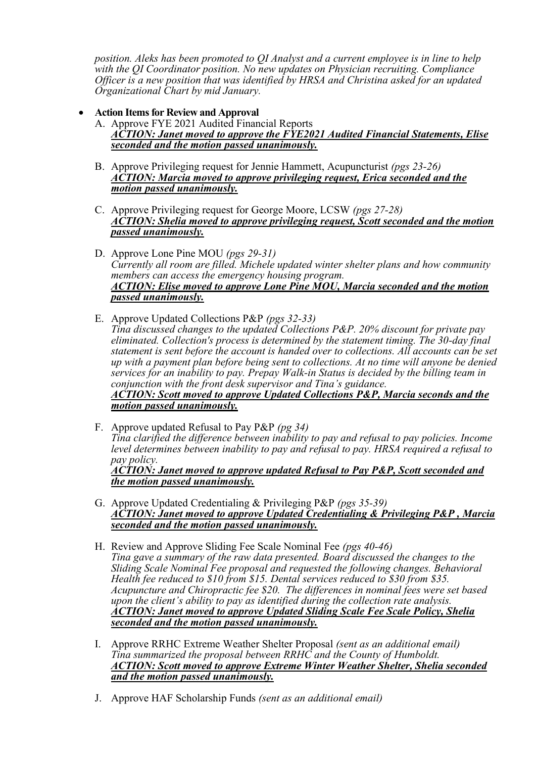*position. Aleks has been promoted to QI Analyst and a current employee is in line to help with the QI Coordinator position. No new updates on Physician recruiting. Compliance Officer is a new position that was identified by HRSA and Christina asked for an updated Organizational Chart by mid January.*

- **Action Items for Review and Approval**

  A. Approve FYE 2021 Audited Financial Reports
  ***ACTION: Janet moved to approve the FYE2021 Audited Financial Statements, Elise seconded and the motion passed unanimously.***

  B. Approve Privileging request for Jennie Hammett, Acupuncturist *(pgs 23-26)*
  ***ACTION: Marcia moved to approve privileging request, Erica seconded and the motion passed unanimously.***

  C. Approve Privileging request for George Moore, LCSW *(pgs 27-28)*
  ***ACTION: Shelia moved to approve privileging request, Scott seconded and the motion passed unanimously.***

  D. Approve Lone Pine MOU *(pgs 29-31)*
  *Currently all room are filled. Michele updated winter shelter plans and how community members can access the emergency housing program.*
  ***ACTION: Elise moved to approve Lone Pine MOU, Marcia seconded and the motion passed unanimously.***

  E. Approve Updated Collections P&P *(pgs 32-33)*
  *Tina discussed changes to the updated Collections P&P. 20% discount for private pay eliminated. Collection's process is determined by the statement timing. The 30-day final statement is sent before the account is handed over to collections. All accounts can be set up with a payment plan before being sent to collections. At no time will anyone be denied services for an inability to pay. Prepay Walk-in Status is decided by the billing team in conjunction with the front desk supervisor and Tina's guidance.*
  ***ACTION: Scott moved to approve Updated Collections P&P, Marcia seconds and the motion passed unanimously.***

  F. Approve updated Refusal to Pay P&P *(pg 34)*
  *Tina clarified the difference between inability to pay and refusal to pay policies. Income level determines between inability to pay and refusal to pay. HRSA required a refusal to pay policy.*
  ***ACTION: Janet moved to approve updated Refusal to Pay P&P, Scott seconded and the motion passed unanimously.***

  G. Approve Updated Credentialing & Privileging P&P *(pgs 35-39)*
  ***ACTION: Janet moved to approve Updated Credentialing & Privileging P&P , Marcia seconded and the motion passed unanimously.***

  H. Review and Approve Sliding Fee Scale Nominal Fee *(pgs 40-46)*
  *Tina gave a summary of the raw data presented. Board discussed the changes to the Sliding Scale Nominal Fee proposal and requested the following changes. Behavioral Health fee reduced to $10 from $15. Dental services reduced to $30 from $35. Acupuncture and Chiropractic fee $20. The differences in nominal fees were set based upon the client's ability to pay as identified during the collection rate analysis.*
  ***ACTION: Janet moved to approve Updated Sliding Scale Fee Scale Policy, Shelia seconded and the motion passed unanimously.***

  I. Approve RRHC Extreme Weather Shelter Proposal *(sent as an additional email)*
  *Tina summarized the proposal between RRHC and the County of Humboldt.*
  ***ACTION: Scott moved to approve Extreme Winter Weather Shelter, Shelia seconded and the motion passed unanimously.***

  J. Approve HAF Scholarship Funds *(sent as an additional email)*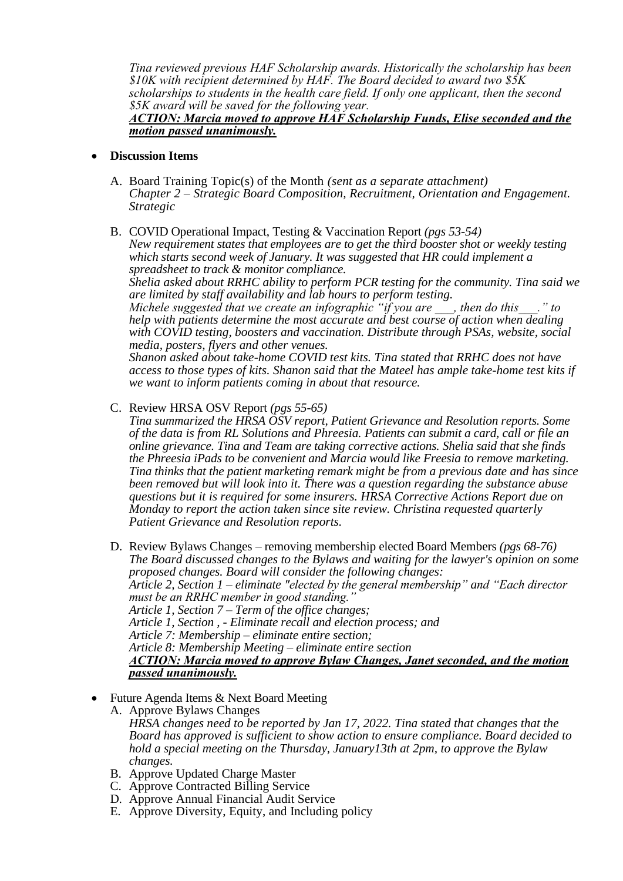*Tina reviewed previous HAF Scholarship awards. Historically the scholarship has been $10K with recipient determined by HAF. The Board decided to award two $5K scholarships to students in the health care field. If only one applicant, then the second $5K award will be saved for the following year.*
***ACTION: Marcia moved to approve HAF Scholarship Funds, Elise seconded and the motion passed unanimously.***

- **Discussion Items**

  A. Board Training Topic(s) of the Month *(sent as a separate attachment)*
  *Chapter 2 – Strategic Board Composition, Recruitment, Orientation and Engagement. Strategic*

  B. COVID Operational Impact, Testing & Vaccination Report *(pgs 53-54)*
  *New requirement states that employees are to get the third booster shot or weekly testing which starts second week of January. It was suggested that HR could implement a spreadsheet to track & monitor compliance.*
  *Shelia asked about RRHC ability to perform PCR testing for the community. Tina said we are limited by staff availability and lab hours to perform testing.*
  *Michele suggested that we create an infographic "if you are ___, then do this___." to help with patients determine the most accurate and best course of action when dealing with COVID testing, boosters and vaccination. Distribute through PSAs, website, social media, posters, flyers and other venues.*
  *Shanon asked about take-home COVID test kits. Tina stated that RRHC does not have access to those types of kits. Shanon said that the Mateel has ample take-home test kits if we want to inform patients coming in about that resource.*

  C. Review HRSA OSV Report *(pgs 55-65)*
  *Tina summarized the HRSA OSV report, Patient Grievance and Resolution reports. Some of the data is from RL Solutions and Phreesia. Patients can submit a card, call or file an online grievance. Tina and Team are taking corrective actions. Shelia said that she finds the Phreesia iPads to be convenient and Marcia would like Freesia to remove marketing. Tina thinks that the patient marketing remark might be from a previous date and has since been removed but will look into it. There was a question regarding the substance abuse questions but it is required for some insurers. HRSA Corrective Actions Report due on Monday to report the action taken since site review. Christina requested quarterly Patient Grievance and Resolution reports.*

  D. Review Bylaws Changes – removing membership elected Board Members *(pgs 68-76)*
  *The Board discussed changes to the Bylaws and waiting for the lawyer's opinion on some proposed changes. Board will consider the following changes:*
  *Article 2, Section 1 – eliminate "elected by the general membership" and "Each director must be an RRHC member in good standing."*
  *Article 1, Section 7 – Term of the office changes;*
  *Article 1, Section , - Eliminate recall and election process; and*
  *Article 7: Membership – eliminate entire section;*
  *Article 8: Membership Meeting – eliminate entire section*
  ***ACTION: Marcia moved to approve Bylaw Changes, Janet seconded, and the motion passed unanimously.***

- Future Agenda Items & Next Board Meeting
  A. Approve Bylaws Changes
  *HRSA changes need to be reported by Jan 17, 2022. Tina stated that changes that the Board has approved is sufficient to show action to ensure compliance. Board decided to hold a special meeting on the Thursday, January13th at 2pm, to approve the Bylaw changes.*
  B. Approve Updated Charge Master
  C. Approve Contracted Billing Service
  D. Approve Annual Financial Audit Service
  E. Approve Diversity, Equity, and Including policy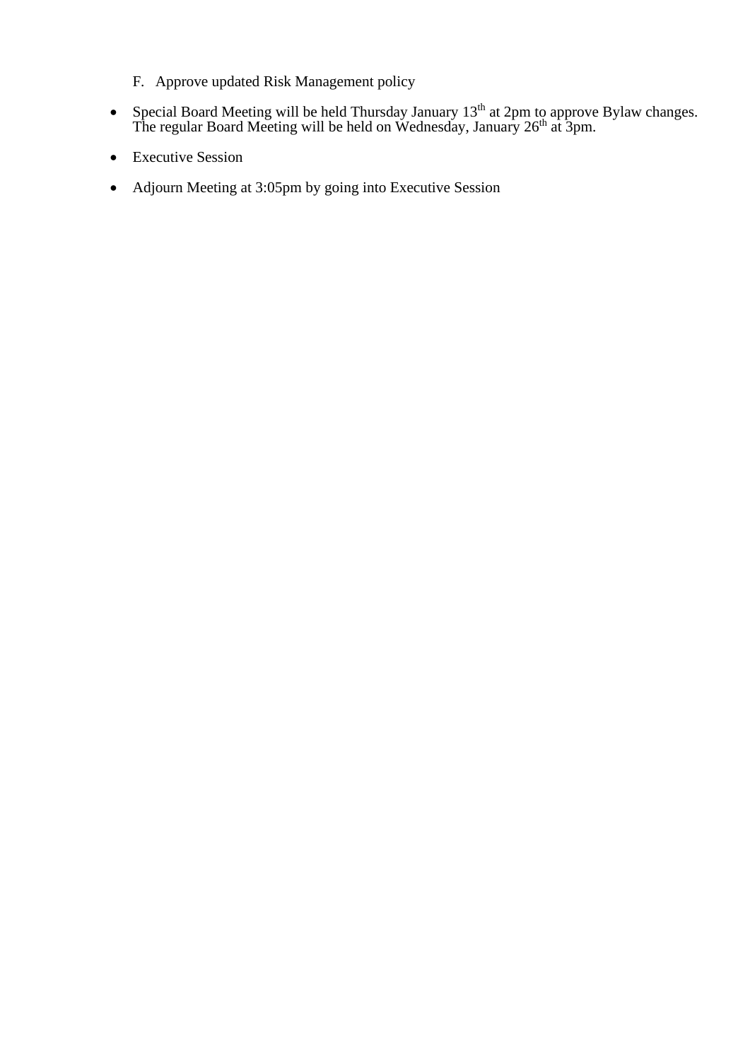F. Approve updated Risk Management policy

- Special Board Meeting will be held Thursday January 13th at 2pm to approve Bylaw changes. The regular Board Meeting will be held on Wednesday, January 26th at 3pm.
- Executive Session
- Adjourn Meeting at 3:05pm by going into Executive Session